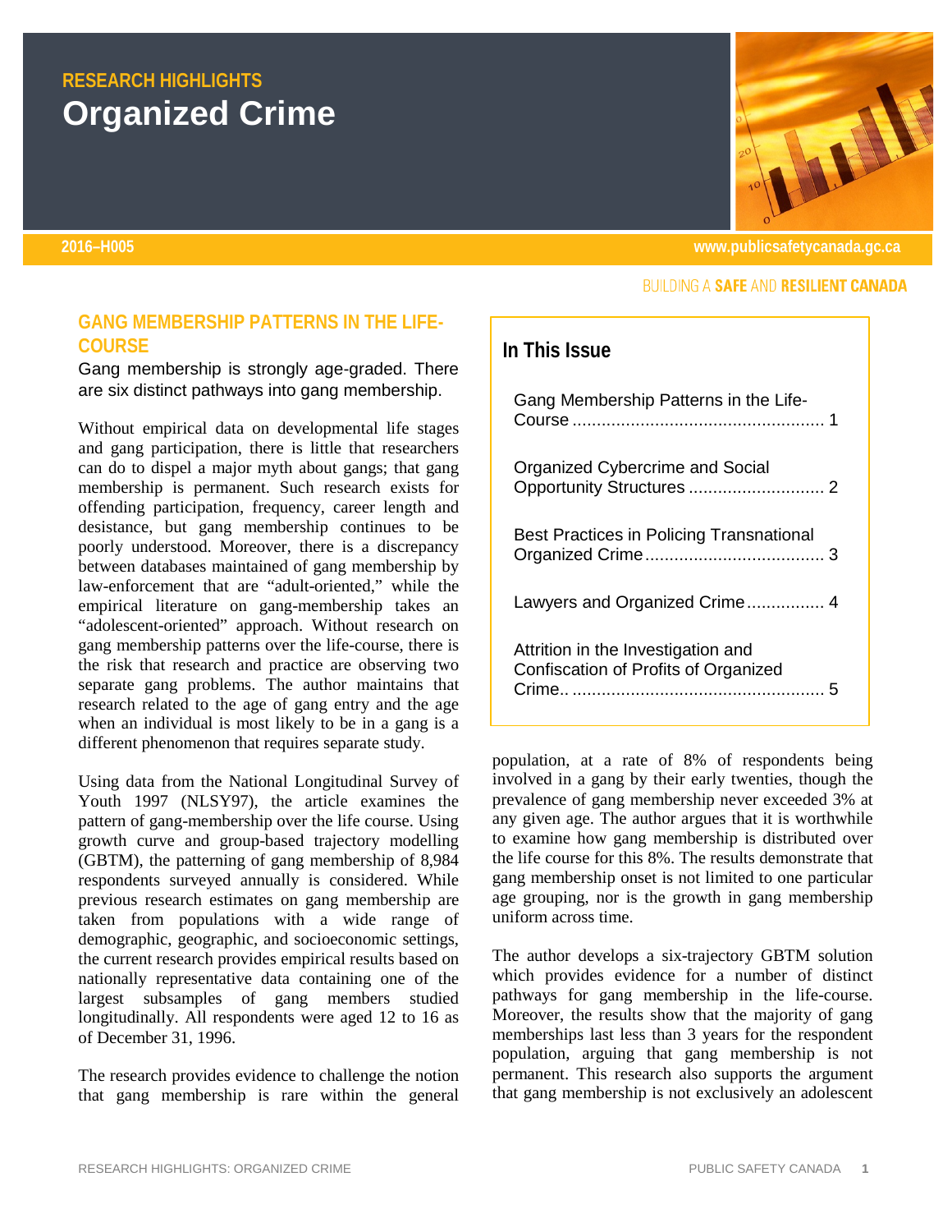# RESEARCH HIGHLIGHTS
# Organized Crime

2016–H005

www.publicsafetycanada.gc.ca

BUILDING A **SAFE** AND **RESILIENT CANADA**

## In This Issue

- Gang Membership Patterns in the Life-Course ..... 1
- Organized Cybercrime and Social Opportunity Structures ..... 2
- Best Practices in Policing Transnational Organized Crime ..... 3
- Lawyers and Organized Crime ..... 4
- Attrition in the Investigation and Confiscation of Profits of Organized Crime.. ..... 5

## GANG MEMBERSHIP PATTERNS IN THE LIFE-COURSE

Gang membership is strongly age-graded. There are six distinct pathways into gang membership.

Without empirical data on developmental life stages and gang participation, there is little that researchers can do to dispel a major myth about gangs; that gang membership is permanent. Such research exists for offending participation, frequency, career length and desistance, but gang membership continues to be poorly understood. Moreover, there is a discrepancy between databases maintained of gang membership by law-enforcement that are "adult-oriented," while the empirical literature on gang-membership takes an "adolescent-oriented" approach. Without research on gang membership patterns over the life-course, there is the risk that research and practice are observing two separate gang problems. The author maintains that research related to the age of gang entry and the age when an individual is most likely to be in a gang is a different phenomenon that requires separate study.

Using data from the National Longitudinal Survey of Youth 1997 (NLSY97), the article examines the pattern of gang-membership over the life course. Using growth curve and group-based trajectory modelling (GBTM), the patterning of gang membership of 8,984 respondents surveyed annually is considered. While previous research estimates on gang membership are taken from populations with a wide range of demographic, geographic, and socioeconomic settings, the current research provides empirical results based on nationally representative data containing one of the largest subsamples of gang members studied longitudinally. All respondents were aged 12 to 16 as of December 31, 1996.

The research provides evidence to challenge the notion that gang membership is rare within the general population, at a rate of 8% of respondents being involved in a gang by their early twenties, though the prevalence of gang membership never exceeded 3% at any given age. The author argues that it is worthwhile to examine how gang membership is distributed over the life course for this 8%. The results demonstrate that gang membership onset is not limited to one particular age grouping, nor is the growth in gang membership uniform across time.

The author develops a six-trajectory GBTM solution which provides evidence for a number of distinct pathways for gang membership in the life-course. Moreover, the results show that the majority of gang memberships last less than 3 years for the respondent population, arguing that gang membership is not permanent. This research also supports the argument that gang membership is not exclusively an adolescent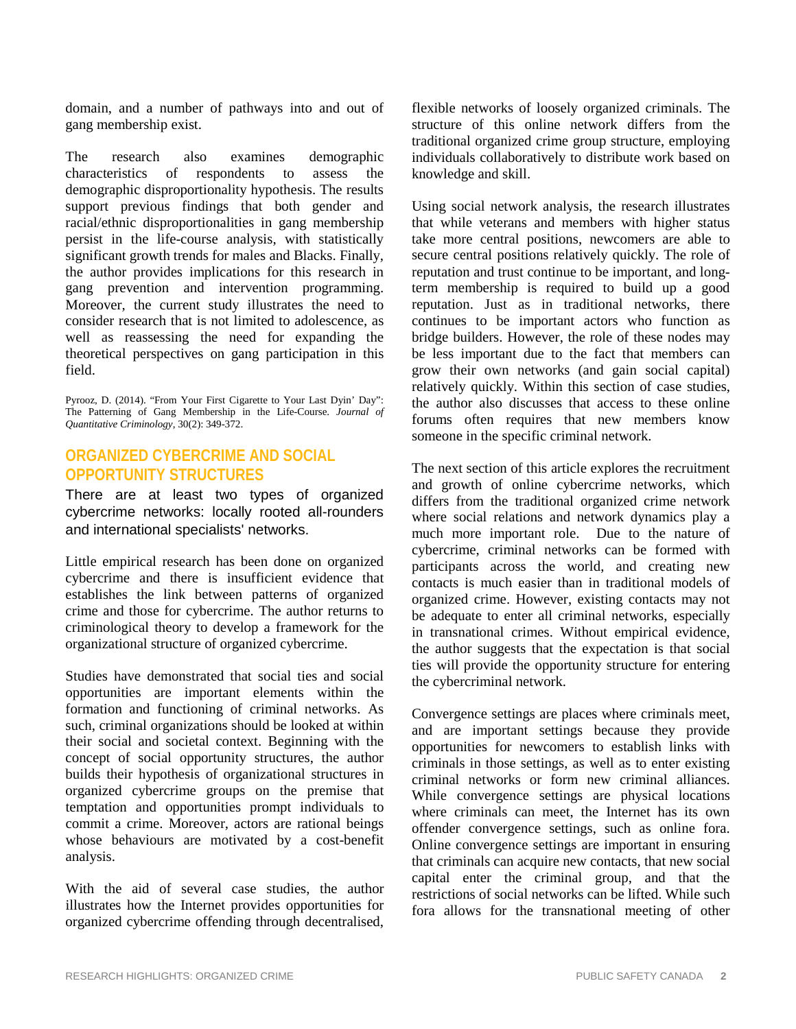domain, and a number of pathways into and out of gang membership exist.

The research also examines demographic characteristics of respondents to assess the demographic disproportionality hypothesis. The results support previous findings that both gender and racial/ethnic disproportionalities in gang membership persist in the life-course analysis, with statistically significant growth trends for males and Blacks. Finally, the author provides implications for this research in gang prevention and intervention programming. Moreover, the current study illustrates the need to consider research that is not limited to adolescence, as well as reassessing the need for expanding the theoretical perspectives on gang participation in this field.

Pyrooz, D. (2014). "From Your First Cigarette to Your Last Dyin' Day": The Patterning of Gang Membership in the Life-Course. *Journal of Quantitative Criminology*, 30(2): 349-372.

## ORGANIZED CYBERCRIME AND SOCIAL OPPORTUNITY STRUCTURES

There are at least two types of organized cybercrime networks: locally rooted all-rounders and international specialists' networks.

Little empirical research has been done on organized cybercrime and there is insufficient evidence that establishes the link between patterns of organized crime and those for cybercrime. The author returns to criminological theory to develop a framework for the organizational structure of organized cybercrime.

Studies have demonstrated that social ties and social opportunities are important elements within the formation and functioning of criminal networks. As such, criminal organizations should be looked at within their social and societal context. Beginning with the concept of social opportunity structures, the author builds their hypothesis of organizational structures in organized cybercrime groups on the premise that temptation and opportunities prompt individuals to commit a crime. Moreover, actors are rational beings whose behaviours are motivated by a cost-benefit analysis.

With the aid of several case studies, the author illustrates how the Internet provides opportunities for organized cybercrime offending through decentralised, flexible networks of loosely organized criminals. The structure of this online network differs from the traditional organized crime group structure, employing individuals collaboratively to distribute work based on knowledge and skill.

Using social network analysis, the research illustrates that while veterans and members with higher status take more central positions, newcomers are able to secure central positions relatively quickly. The role of reputation and trust continue to be important, and long-term membership is required to build up a good reputation. Just as in traditional networks, there continues to be important actors who function as bridge builders. However, the role of these nodes may be less important due to the fact that members can grow their own networks (and gain social capital) relatively quickly. Within this section of case studies, the author also discusses that access to these online forums often requires that new members know someone in the specific criminal network.

The next section of this article explores the recruitment and growth of online cybercrime networks, which differs from the traditional organized crime network where social relations and network dynamics play a much more important role. Due to the nature of cybercrime, criminal networks can be formed with participants across the world, and creating new contacts is much easier than in traditional models of organized crime. However, existing contacts may not be adequate to enter all criminal networks, especially in transnational crimes. Without empirical evidence, the author suggests that the expectation is that social ties will provide the opportunity structure for entering the cybercriminal network.

Convergence settings are places where criminals meet, and are important settings because they provide opportunities for newcomers to establish links with criminals in those settings, as well as to enter existing criminal networks or form new criminal alliances. While convergence settings are physical locations where criminals can meet, the Internet has its own offender convergence settings, such as online fora. Online convergence settings are important in ensuring that criminals can acquire new contacts, that new social capital enter the criminal group, and that the restrictions of social networks can be lifted. While such fora allows for the transnational meeting of other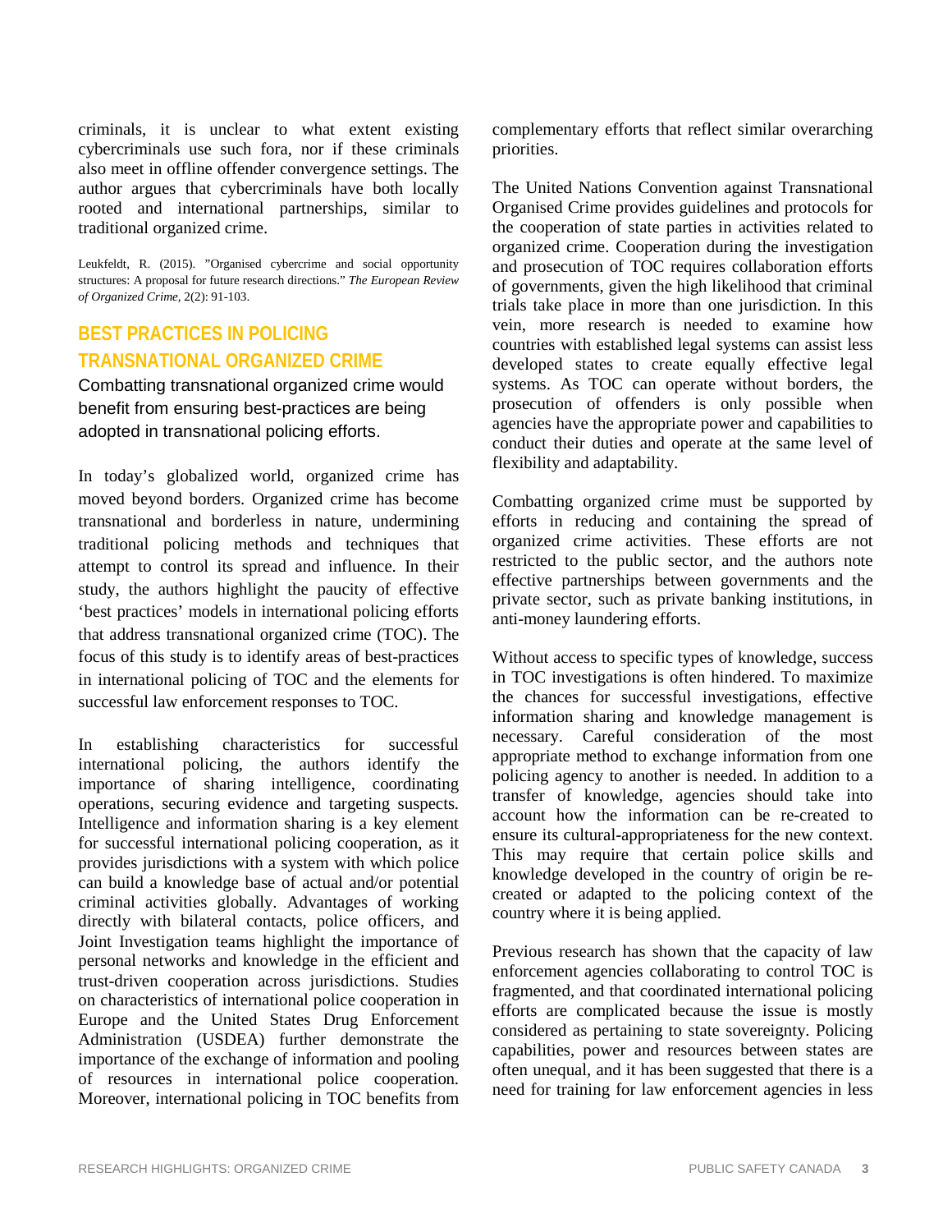criminals, it is unclear to what extent existing cybercriminals use such fora, nor if these criminals also meet in offline offender convergence settings. The author argues that cybercriminals have both locally rooted and international partnerships, similar to traditional organized crime.

Leukfeldt, R. (2015). "Organised cybercrime and social opportunity structures: A proposal for future research directions." *The European Review of Organized Crime*, 2(2): 91-103.

## BEST PRACTICES IN POLICING TRANSNATIONAL ORGANIZED CRIME

Combatting transnational organized crime would benefit from ensuring best-practices are being adopted in transnational policing efforts.

In today's globalized world, organized crime has moved beyond borders. Organized crime has become transnational and borderless in nature, undermining traditional policing methods and techniques that attempt to control its spread and influence. In their study, the authors highlight the paucity of effective 'best practices' models in international policing efforts that address transnational organized crime (TOC). The focus of this study is to identify areas of best-practices in international policing of TOC and the elements for successful law enforcement responses to TOC.

In establishing characteristics for successful international policing, the authors identify the importance of sharing intelligence, coordinating operations, securing evidence and targeting suspects. Intelligence and information sharing is a key element for successful international policing cooperation, as it provides jurisdictions with a system with which police can build a knowledge base of actual and/or potential criminal activities globally. Advantages of working directly with bilateral contacts, police officers, and Joint Investigation teams highlight the importance of personal networks and knowledge in the efficient and trust-driven cooperation across jurisdictions. Studies on characteristics of international police cooperation in Europe and the United States Drug Enforcement Administration (USDEA) further demonstrate the importance of the exchange of information and pooling of resources in international police cooperation. Moreover, international policing in TOC benefits from complementary efforts that reflect similar overarching priorities.

The United Nations Convention against Transnational Organised Crime provides guidelines and protocols for the cooperation of state parties in activities related to organized crime. Cooperation during the investigation and prosecution of TOC requires collaboration efforts of governments, given the high likelihood that criminal trials take place in more than one jurisdiction. In this vein, more research is needed to examine how countries with established legal systems can assist less developed states to create equally effective legal systems. As TOC can operate without borders, the prosecution of offenders is only possible when agencies have the appropriate power and capabilities to conduct their duties and operate at the same level of flexibility and adaptability.

Combatting organized crime must be supported by efforts in reducing and containing the spread of organized crime activities. These efforts are not restricted to the public sector, and the authors note effective partnerships between governments and the private sector, such as private banking institutions, in anti-money laundering efforts.

Without access to specific types of knowledge, success in TOC investigations is often hindered. To maximize the chances for successful investigations, effective information sharing and knowledge management is necessary. Careful consideration of the most appropriate method to exchange information from one policing agency to another is needed. In addition to a transfer of knowledge, agencies should take into account how the information can be re-created to ensure its cultural-appropriateness for the new context. This may require that certain police skills and knowledge developed in the country of origin be re-created or adapted to the policing context of the country where it is being applied.

Previous research has shown that the capacity of law enforcement agencies collaborating to control TOC is fragmented, and that coordinated international policing efforts are complicated because the issue is mostly considered as pertaining to state sovereignty. Policing capabilities, power and resources between states are often unequal, and it has been suggested that there is a need for training for law enforcement agencies in less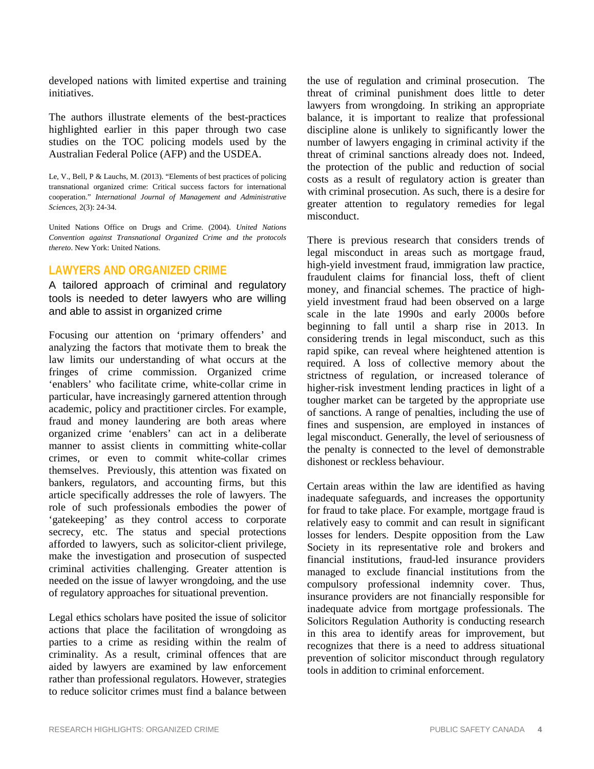developed nations with limited expertise and training initiatives.

The authors illustrate elements of the best-practices highlighted earlier in this paper through two case studies on the TOC policing models used by the Australian Federal Police (AFP) and the USDEA.

Le, V., Bell, P & Lauchs, M. (2013). "Elements of best practices of policing transnational organized crime: Critical success factors for international cooperation." *International Journal of Management and Administrative Sciences*, 2(3): 24-34.

United Nations Office on Drugs and Crime. (2004). *United Nations Convention against Transnational Organized Crime and the protocols thereto*. New York: United Nations.

## LAWYERS AND ORGANIZED CRIME

A tailored approach of criminal and regulatory tools is needed to deter lawyers who are willing and able to assist in organized crime

Focusing our attention on 'primary offenders' and analyzing the factors that motivate them to break the law limits our understanding of what occurs at the fringes of crime commission. Organized crime 'enablers' who facilitate crime, white-collar crime in particular, have increasingly garnered attention through academic, policy and practitioner circles. For example, fraud and money laundering are both areas where organized crime 'enablers' can act in a deliberate manner to assist clients in committing white-collar crimes, or even to commit white-collar crimes themselves. Previously, this attention was fixated on bankers, regulators, and accounting firms, but this article specifically addresses the role of lawyers. The role of such professionals embodies the power of 'gatekeeping' as they control access to corporate secrecy, etc. The status and special protections afforded to lawyers, such as solicitor-client privilege, make the investigation and prosecution of suspected criminal activities challenging. Greater attention is needed on the issue of lawyer wrongdoing, and the use of regulatory approaches for situational prevention.

Legal ethics scholars have posited the issue of solicitor actions that place the facilitation of wrongdoing as parties to a crime as residing within the realm of criminality. As a result, criminal offences that are aided by lawyers are examined by law enforcement rather than professional regulators. However, strategies to reduce solicitor crimes must find a balance between the use of regulation and criminal prosecution. The threat of criminal punishment does little to deter lawyers from wrongdoing. In striking an appropriate balance, it is important to realize that professional discipline alone is unlikely to significantly lower the number of lawyers engaging in criminal activity if the threat of criminal sanctions already does not. Indeed, the protection of the public and reduction of social costs as a result of regulatory action is greater than with criminal prosecution. As such, there is a desire for greater attention to regulatory remedies for legal misconduct.

There is previous research that considers trends of legal misconduct in areas such as mortgage fraud, high-yield investment fraud, immigration law practice, fraudulent claims for financial loss, theft of client money, and financial schemes. The practice of high-yield investment fraud had been observed on a large scale in the late 1990s and early 2000s before beginning to fall until a sharp rise in 2013. In considering trends in legal misconduct, such as this rapid spike, can reveal where heightened attention is required. A loss of collective memory about the strictness of regulation, or increased tolerance of higher-risk investment lending practices in light of a tougher market can be targeted by the appropriate use of sanctions. A range of penalties, including the use of fines and suspension, are employed in instances of legal misconduct. Generally, the level of seriousness of the penalty is connected to the level of demonstrable dishonest or reckless behaviour.

Certain areas within the law are identified as having inadequate safeguards, and increases the opportunity for fraud to take place. For example, mortgage fraud is relatively easy to commit and can result in significant losses for lenders. Despite opposition from the Law Society in its representative role and brokers and financial institutions, fraud-led insurance providers managed to exclude financial institutions from the compulsory professional indemnity cover. Thus, insurance providers are not financially responsible for inadequate advice from mortgage professionals. The Solicitors Regulation Authority is conducting research in this area to identify areas for improvement, but recognizes that there is a need to address situational prevention of solicitor misconduct through regulatory tools in addition to criminal enforcement.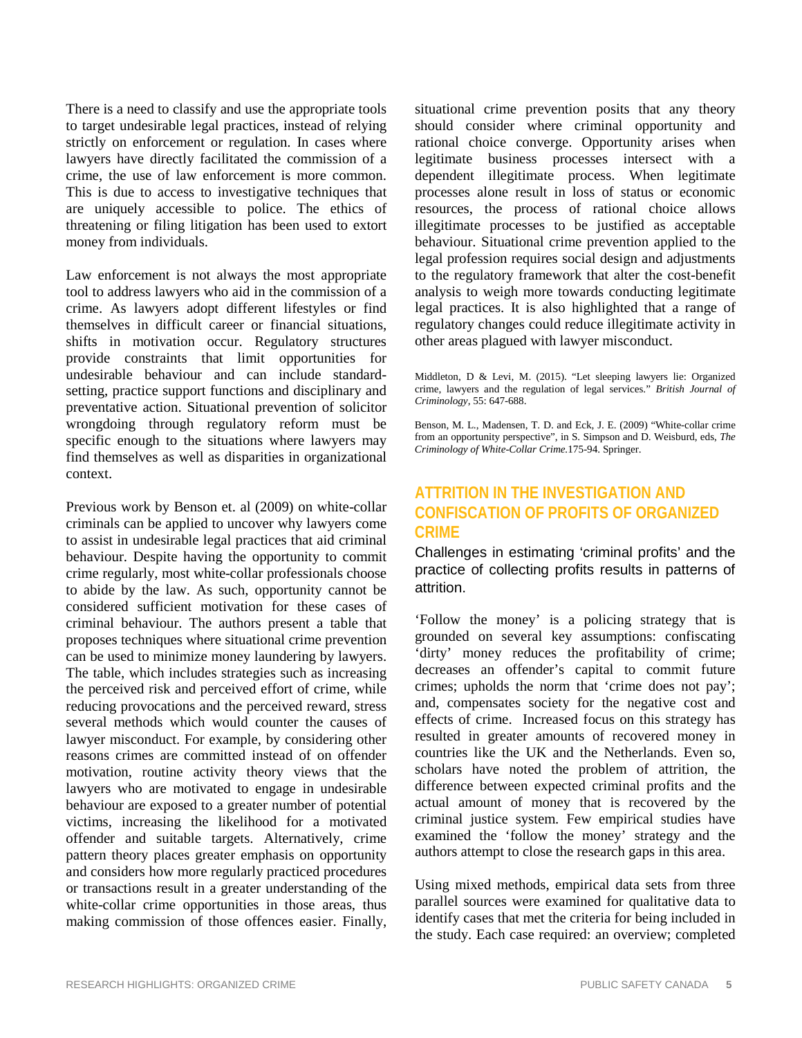There is a need to classify and use the appropriate tools to target undesirable legal practices, instead of relying strictly on enforcement or regulation. In cases where lawyers have directly facilitated the commission of a crime, the use of law enforcement is more common. This is due to access to investigative techniques that are uniquely accessible to police. The ethics of threatening or filing litigation has been used to extort money from individuals.

Law enforcement is not always the most appropriate tool to address lawyers who aid in the commission of a crime. As lawyers adopt different lifestyles or find themselves in difficult career or financial situations, shifts in motivation occur. Regulatory structures provide constraints that limit opportunities for undesirable behaviour and can include standard-setting, practice support functions and disciplinary and preventative action. Situational prevention of solicitor wrongdoing through regulatory reform must be specific enough to the situations where lawyers may find themselves as well as disparities in organizational context.

Previous work by Benson et. al (2009) on white-collar criminals can be applied to uncover why lawyers come to assist in undesirable legal practices that aid criminal behaviour. Despite having the opportunity to commit crime regularly, most white-collar professionals choose to abide by the law. As such, opportunity cannot be considered sufficient motivation for these cases of criminal behaviour. The authors present a table that proposes techniques where situational crime prevention can be used to minimize money laundering by lawyers. The table, which includes strategies such as increasing the perceived risk and perceived effort of crime, while reducing provocations and the perceived reward, stress several methods which would counter the causes of lawyer misconduct. For example, by considering other reasons crimes are committed instead of on offender motivation, routine activity theory views that the lawyers who are motivated to engage in undesirable behaviour are exposed to a greater number of potential victims, increasing the likelihood for a motivated offender and suitable targets. Alternatively, crime pattern theory places greater emphasis on opportunity and considers how more regularly practiced procedures or transactions result in a greater understanding of the white-collar crime opportunities in those areas, thus making commission of those offences easier. Finally, situational crime prevention posits that any theory should consider where criminal opportunity and rational choice converge. Opportunity arises when legitimate business processes intersect with a dependent illegitimate process. When legitimate processes alone result in loss of status or economic resources, the process of rational choice allows illegitimate processes to be justified as acceptable behaviour. Situational crime prevention applied to the legal profession requires social design and adjustments to the regulatory framework that alter the cost-benefit analysis to weigh more towards conducting legitimate legal practices. It is also highlighted that a range of regulatory changes could reduce illegitimate activity in other areas plagued with lawyer misconduct.

Middleton, D & Levi, M. (2015). "Let sleeping lawyers lie: Organized crime, lawyers and the regulation of legal services." *British Journal of Criminology*, 55: 647-688.

Benson, M. L., Madensen, T. D. and Eck, J. E. (2009) "White-collar crime from an opportunity perspective", in S. Simpson and D. Weisburd, eds, *The Criminology of White-Collar Crime*.175-94. Springer.

## ATTRITION IN THE INVESTIGATION AND CONFISCATION OF PROFITS OF ORGANIZED CRIME

Challenges in estimating 'criminal profits' and the practice of collecting profits results in patterns of attrition.

'Follow the money' is a policing strategy that is grounded on several key assumptions: confiscating 'dirty' money reduces the profitability of crime; decreases an offender's capital to commit future crimes; upholds the norm that 'crime does not pay'; and, compensates society for the negative cost and effects of crime. Increased focus on this strategy has resulted in greater amounts of recovered money in countries like the UK and the Netherlands. Even so, scholars have noted the problem of attrition, the difference between expected criminal profits and the actual amount of money that is recovered by the criminal justice system. Few empirical studies have examined the 'follow the money' strategy and the authors attempt to close the research gaps in this area.

Using mixed methods, empirical data sets from three parallel sources were examined for qualitative data to identify cases that met the criteria for being included in the study. Each case required: an overview; completed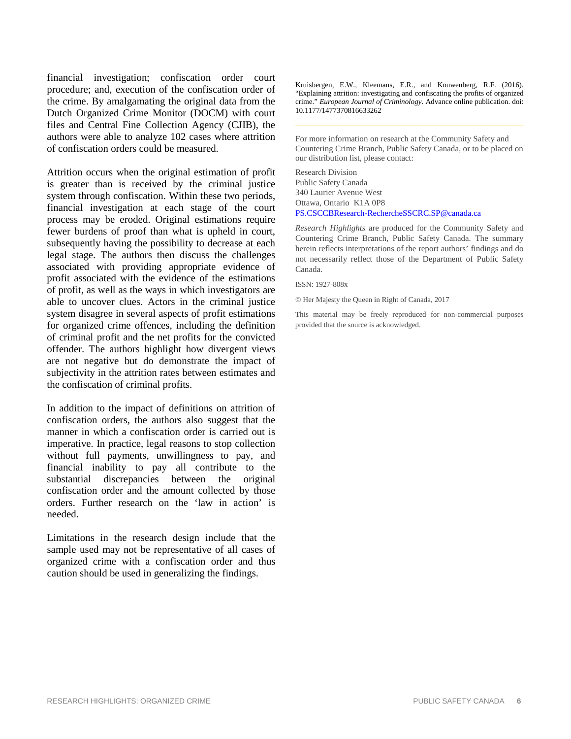financial investigation; confiscation order court procedure; and, execution of the confiscation order of the crime. By amalgamating the original data from the Dutch Organized Crime Monitor (DOCM) with court files and Central Fine Collection Agency (CJIB), the authors were able to analyze 102 cases where attrition of confiscation orders could be measured.

Attrition occurs when the original estimation of profit is greater than is received by the criminal justice system through confiscation. Within these two periods, financial investigation at each stage of the court process may be eroded. Original estimations require fewer burdens of proof than what is upheld in court, subsequently having the possibility to decrease at each legal stage. The authors then discuss the challenges associated with providing appropriate evidence of profit associated with the evidence of the estimations of profit, as well as the ways in which investigators are able to uncover clues. Actors in the criminal justice system disagree in several aspects of profit estimations for organized crime offences, including the definition of criminal profit and the net profits for the convicted offender. The authors highlight how divergent views are not negative but do demonstrate the impact of subjectivity in the attrition rates between estimates and the confiscation of criminal profits.

In addition to the impact of definitions on attrition of confiscation orders, the authors also suggest that the manner in which a confiscation order is carried out is imperative. In practice, legal reasons to stop collection without full payments, unwillingness to pay, and financial inability to pay all contribute to the substantial discrepancies between the original confiscation order and the amount collected by those orders. Further research on the 'law in action' is needed.

Limitations in the research design include that the sample used may not be representative of all cases of organized crime with a confiscation order and thus caution should be used in generalizing the findings.

Kruisbergen, E.W., Kleemans, E.R., and Kouwenberg, R.F. (2016). "Explaining attrition: investigating and confiscating the profits of organized crime." *European Journal of Criminology*. Advance online publication. doi: 10.1177/1477370816633262

---

For more information on research at the Community Safety and Countering Crime Branch, Public Safety Canada, or to be placed on our distribution list, please contact:

Research Division
Public Safety Canada
340 Laurier Avenue West
Ottawa, Ontario K1A 0P8
PS.CSCCBResearch-RechercheSSCRC.SP@canada.ca

*Research Highlights* are produced for the Community Safety and Countering Crime Branch, Public Safety Canada. The summary herein reflects interpretations of the report authors' findings and do not necessarily reflect those of the Department of Public Safety Canada.

ISSN: 1927-808x

© Her Majesty the Queen in Right of Canada, 2017

This material may be freely reproduced for non-commercial purposes provided that the source is acknowledged.